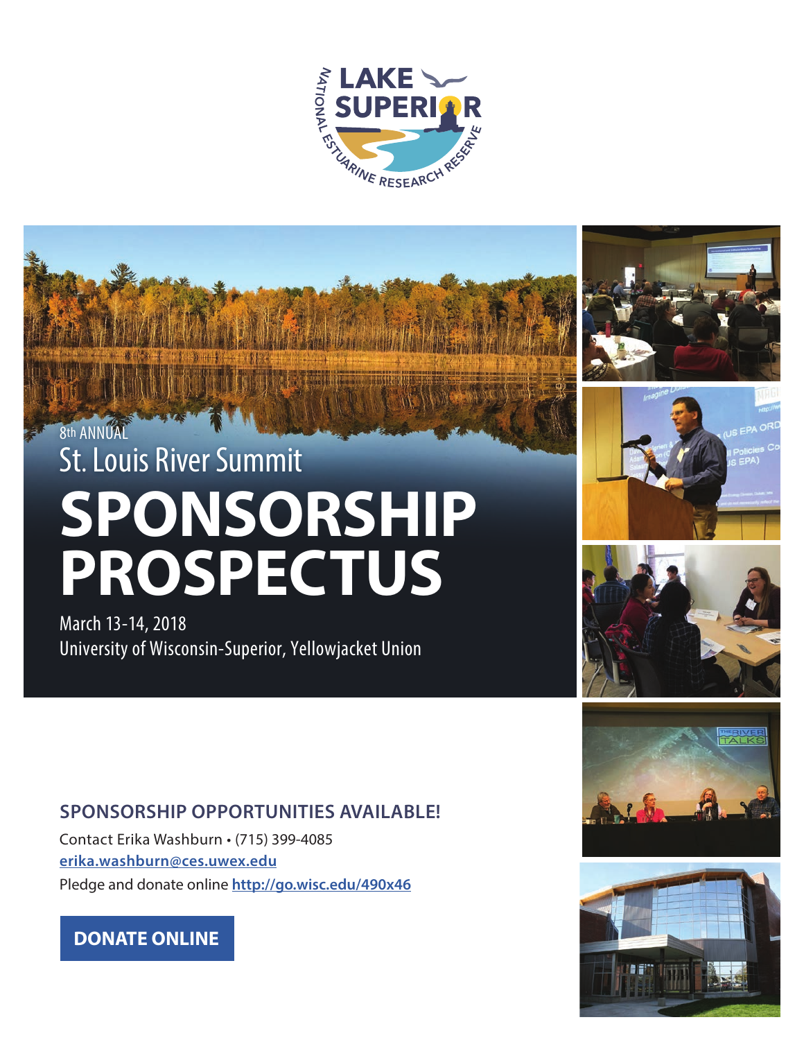LAKE SUPERIOR NATIONAL ESTUARINE RESEARCH RESERVE

8th ANNUAL

St. Louis River Summit

# SPONSORSHIP PROSPECTUS

March 13-14, 2018

University of Wisconsin-Superior, Yellowjacket Union

## SPONSORSHIP OPPORTUNITIES AVAILABLE!

Contact Erika Washburn • (715) 399-4085

**erika.washburn@ces.uwex.edu**

Pledge and donate online **http://go.wisc.edu/490x46**

**DONATE ONLINE**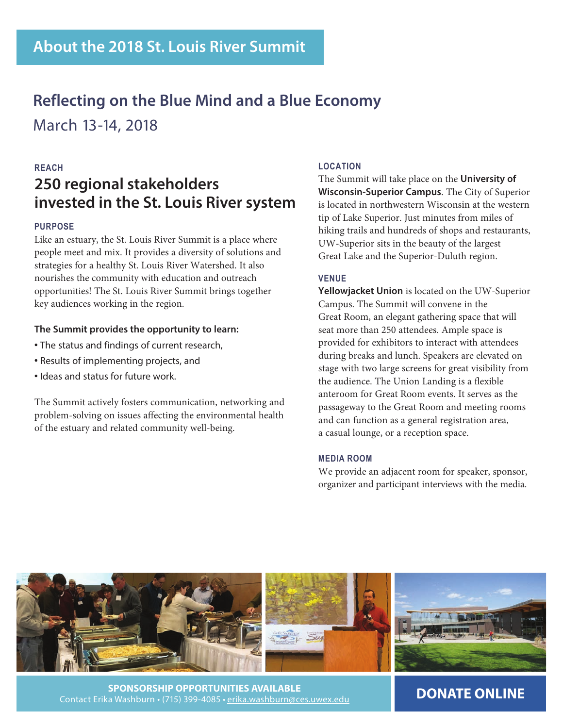# About the 2018 St. Louis River Summit

## Reflecting on the Blue Mind and a Blue Economy

March 13-14, 2018

### REACH

## 250 regional stakeholders invested in the St. Louis River system

### PURPOSE

Like an estuary, the St. Louis River Summit is a place where people meet and mix. It provides a diversity of solutions and strategies for a healthy St. Louis River Watershed. It also nourishes the community with education and outreach opportunities! The St. Louis River Summit brings together key audiences working in the region.

**The Summit provides the opportunity to learn:**

- The status and findings of current research,
- Results of implementing projects, and
- Ideas and status for future work.

The Summit actively fosters communication, networking and problem-solving on issues affecting the environmental health of the estuary and related community well-being.

### LOCATION

The Summit will take place on the **University of Wisconsin-Superior Campus**. The City of Superior is located in northwestern Wisconsin at the western tip of Lake Superior. Just minutes from miles of hiking trails and hundreds of shops and restaurants, UW-Superior sits in the beauty of the largest Great Lake and the Superior-Duluth region.

### VENUE

**Yellowjacket Union** is located on the UW-Superior Campus. The Summit will convene in the Great Room, an elegant gathering space that will seat more than 250 attendees. Ample space is provided for exhibitors to interact with attendees during breaks and lunch. Speakers are elevated on stage with two large screens for great visibility from the audience. The Union Landing is a flexible anteroom for Great Room events. It serves as the passageway to the Great Room and meeting rooms and can function as a general registration area, a casual lounge, or a reception space.

### MEDIA ROOM

We provide an adjacent room for speaker, sponsor, organizer and participant interviews with the media.

**SPONSORSHIP OPPORTUNITIES AVAILABLE**

Contact Erika Washburn • (715) 399-4085 • erika.washburn@ces.uwex.edu

**DONATE ONLINE**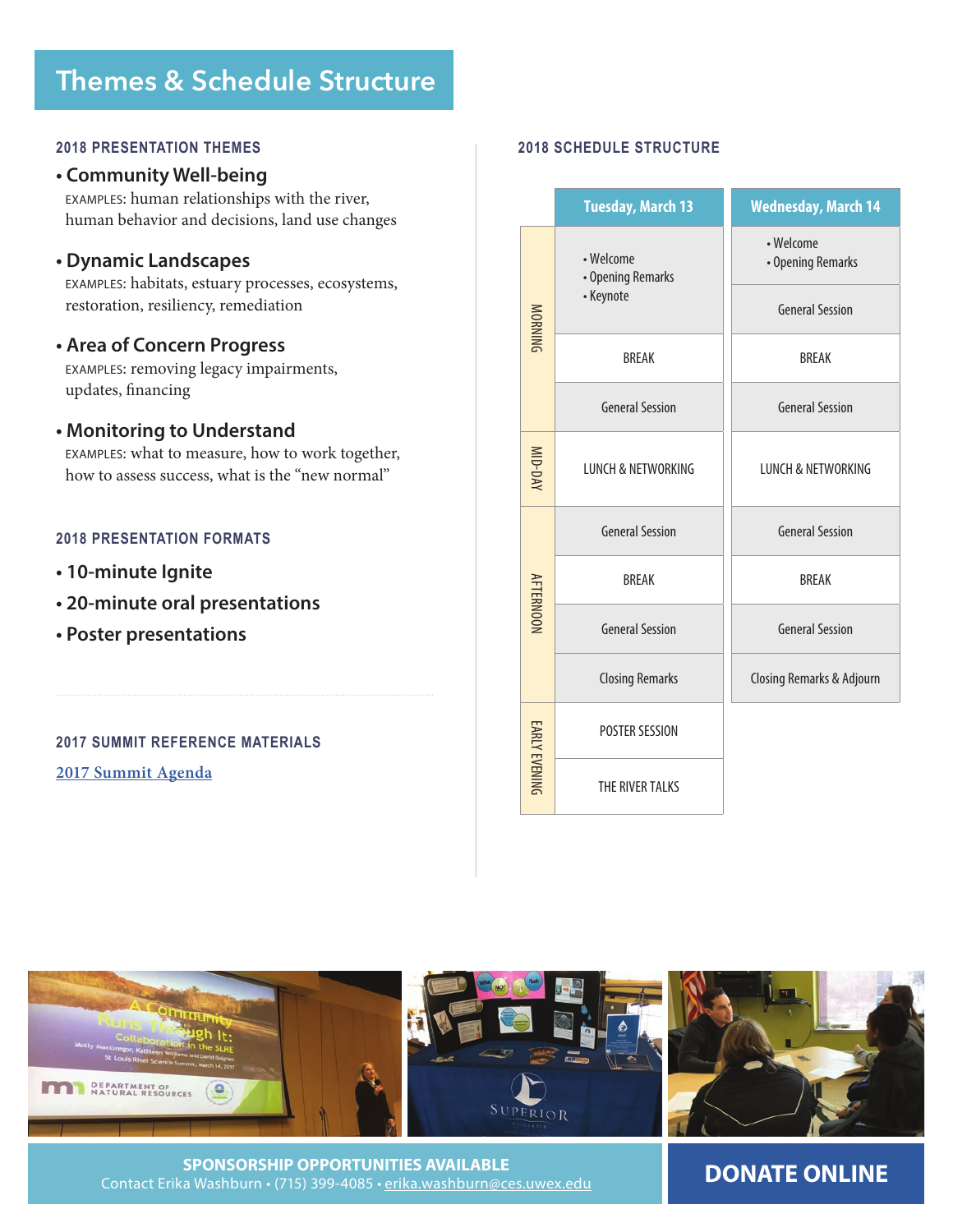# Themes & Schedule Structure

## 2018 PRESENTATION THEMES

- **Community Well-being**
  EXAMPLES: human relationships with the river, human behavior and decisions, land use changes
- **Dynamic Landscapes**
  EXAMPLES: habitats, estuary processes, ecosystems, restoration, resiliency, remediation
- **Area of Concern Progress**
  EXAMPLES: removing legacy impairments, updates, financing
- **Monitoring to Understand**
  EXAMPLES: what to measure, how to work together, how to assess success, what is the "new normal"

## 2018 PRESENTATION FORMATS

- **10-minute Ignite**
- **20-minute oral presentations**
- **Poster presentations**

## 2017 SUMMIT REFERENCE MATERIALS

2017 Summit Agenda

## 2018 SCHEDULE STRUCTURE

| | Tuesday, March 13 | Wednesday, March 14 |
|---|---|---|
| MORNING | • Welcome • Opening Remarks • Keynote | • Welcome • Opening Remarks |
| | | General Session |
| | BREAK | BREAK |
| | General Session | General Session |
| MID-DAY | LUNCH & NETWORKING | LUNCH & NETWORKING |
| AFTERNOON | General Session | General Session |
| | BREAK | BREAK |
| | General Session | General Session |
| | Closing Remarks | Closing Remarks & Adjourn |
| EARLY EVENING | POSTER SESSION | |
| | THE RIVER TALKS | |

**SPONSORSHIP OPPORTUNITIES AVAILABLE**
Contact Erika Washburn • (715) 399-4085 • erika.washburn@ces.uwex.edu

**DONATE ONLINE**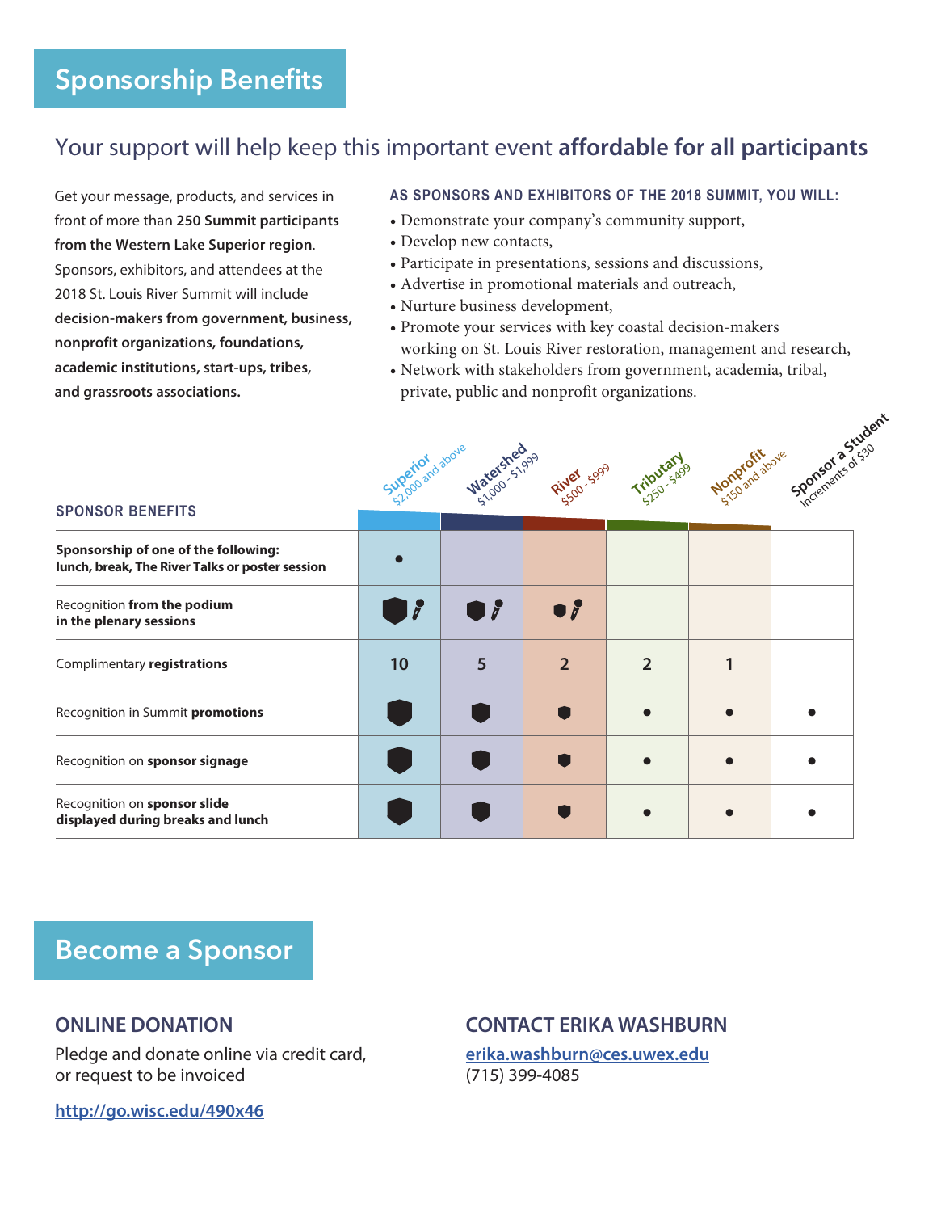# Sponsorship Benefits

## Your support will help keep this important event **affordable for all participants**

Get your message, products, and services in front of more than **250 Summit participants from the Western Lake Superior region**. Sponsors, exhibitors, and attendees at the 2018 St. Louis River Summit will include **decision-makers from government, business, nonprofit organizations, foundations, academic institutions, start-ups, tribes, and grassroots associations.**

**AS SPONSORS AND EXHIBITORS OF THE 2018 SUMMIT, YOU WILL:**

- Demonstrate your company's community support,
- Develop new contacts,
- Participate in presentations, sessions and discussions,
- Advertise in promotional materials and outreach,
- Nurture business development,
- Promote your services with key coastal decision-makers working on St. Louis River restoration, management and research,
- Network with stakeholders from government, academia, tribal, private, public and nonprofit organizations.

| SPONSOR BENEFITS | Superior $2,000 and above | Watershed $1,000 - $1,999 | River $500 - $999 | Tributary $250 - $499 | Nonprofit $150 and above | Sponsor a Student Increments of $30 |
|---|---|---|---|---|---|---|
| **Sponsorship of one of the following: lunch, break, The River Talks or poster session** | • | | | | | |
| Recognition **from the podium in the plenary sessions** | ⬢ (large) 🎤 | ⬢ (medium) 🎤 | ⬢ (small) 🎤 | | | |
| Complimentary **registrations** | 10 | 5 | 2 | 2 | 1 | |
| Recognition in Summit **promotions** | ⬢ (large) | ⬢ (medium) | ⬢ (small) | • | • | • |
| Recognition on **sponsor signage** | ⬢ (large) | ⬢ (medium) | ⬢ (small) | • | • | • |
| Recognition on **sponsor slide displayed during breaks and lunch** | ⬢ (large) | ⬢ (medium) | ⬢ (small) | • | • | • |

# Become a Sponsor

### ONLINE DONATION

Pledge and donate online via credit card, or request to be invoiced

http://go.wisc.edu/490x46

### CONTACT ERIKA WASHBURN

erika.washburn@ces.uwex.edu
(715) 399-4085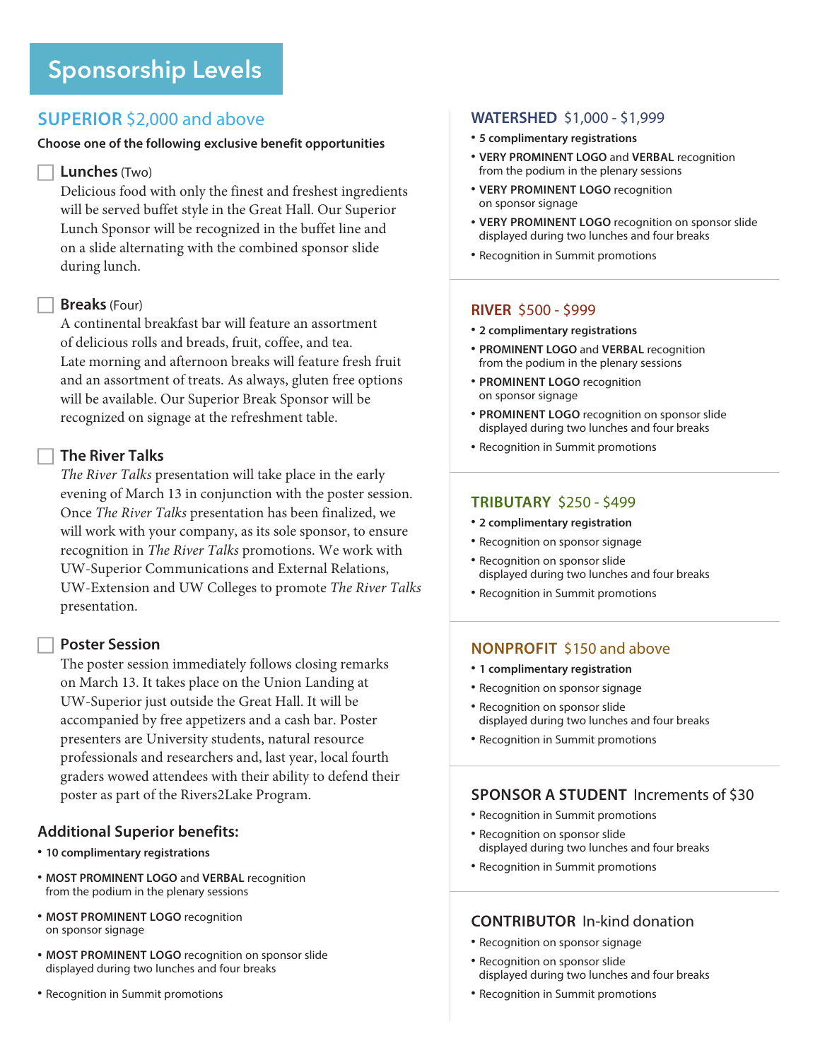# Sponsorship Levels

## SUPERIOR $2,000 and above

**Choose one of the following exclusive benefit opportunities**

☐ **Lunches** (Two)

Delicious food with only the finest and freshest ingredients will be served buffet style in the Great Hall. Our Superior Lunch Sponsor will be recognized in the buffet line and on a slide alternating with the combined sponsor slide during lunch.

☐ **Breaks** (Four)

A continental breakfast bar will feature an assortment of delicious rolls and breads, fruit, coffee, and tea. Late morning and afternoon breaks will feature fresh fruit and an assortment of treats. As always, gluten free options will be available. Our Superior Break Sponsor will be recognized on signage at the refreshment table.

☐ **The River Talks**

*The River Talks* presentation will take place in the early evening of March 13 in conjunction with the poster session. Once *The River Talks* presentation has been finalized, we will work with your company, as its sole sponsor, to ensure recognition in *The River Talks* promotions. We work with UW-Superior Communications and External Relations, UW-Extension and UW Colleges to promote *The River Talks* presentation.

☐ **Poster Session**

The poster session immediately follows closing remarks on March 13. It takes place on the Union Landing at UW-Superior just outside the Great Hall. It will be accompanied by free appetizers and a cash bar. Poster presenters are University students, natural resource professionals and researchers and, last year, local fourth graders wowed attendees with their ability to defend their poster as part of the Rivers2Lake Program.

### Additional Superior benefits:

- **10 complimentary registrations**
- **MOST PROMINENT LOGO** and **VERBAL** recognition from the podium in the plenary sessions
- **MOST PROMINENT LOGO** recognition on sponsor signage
- **MOST PROMINENT LOGO** recognition on sponsor slide displayed during two lunches and four breaks
- Recognition in Summit promotions

## WATERSHED $1,000 - $1,999

- **5 complimentary registrations**
- **VERY PROMINENT LOGO** and **VERBAL** recognition from the podium in the plenary sessions
- **VERY PROMINENT LOGO** recognition on sponsor signage
- **VERY PROMINENT LOGO** recognition on sponsor slide displayed during two lunches and four breaks
- Recognition in Summit promotions

## RIVER $500 - $999

- **2 complimentary registrations**
- **PROMINENT LOGO** and **VERBAL** recognition from the podium in the plenary sessions
- **PROMINENT LOGO** recognition on sponsor signage
- **PROMINENT LOGO** recognition on sponsor slide displayed during two lunches and four breaks
- Recognition in Summit promotions

## TRIBUTARY $250 - $499

- **2 complimentary registration**
- Recognition on sponsor signage
- Recognition on sponsor slide displayed during two lunches and four breaks
- Recognition in Summit promotions

## NONPROFIT $150 and above

- **1 complimentary registration**
- Recognition on sponsor signage
- Recognition on sponsor slide displayed during two lunches and four breaks
- Recognition in Summit promotions

## SPONSOR A STUDENT Increments of $30

- Recognition in Summit promotions
- Recognition on sponsor slide displayed during two lunches and four breaks
- Recognition in Summit promotions

## CONTRIBUTOR In-kind donation

- Recognition on sponsor signage
- Recognition on sponsor slide displayed during two lunches and four breaks
- Recognition in Summit promotions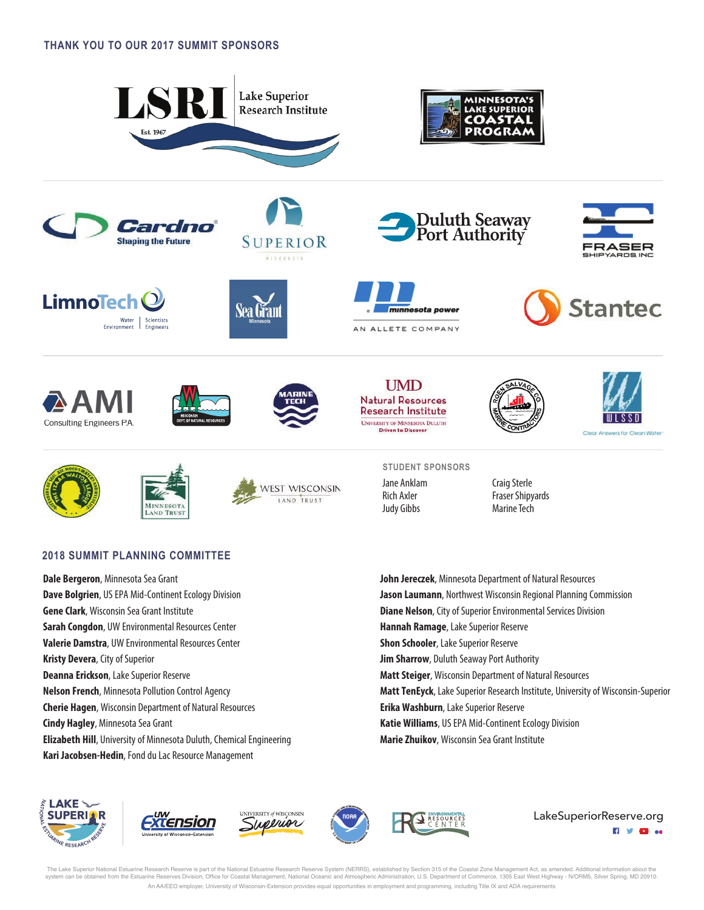## THANK YOU TO OUR 2017 SUMMIT SPONSORS

### STUDENT SPONSORS

Jane Anklam
Rich Axler
Judy Gibbs
Craig Sterle
Fraser Shipyards
Marine Tech

## 2018 SUMMIT PLANNING COMMITTEE

**Dale Bergeron**, Minnesota Sea Grant
**Dave Bolgrien**, US EPA Mid-Continent Ecology Division
**Gene Clark**, Wisconsin Sea Grant Institute
**Sarah Congdon**, UW Environmental Resources Center
**Valerie Damstra**, UW Environmental Resources Center
**Kristy Devera**, City of Superior
**Deanna Erickson**, Lake Superior Reserve
**Nelson French**, Minnesota Pollution Control Agency
**Cherie Hagen**, Wisconsin Department of Natural Resources
**Cindy Hagley**, Minnesota Sea Grant
**Elizabeth Hill**, University of Minnesota Duluth, Chemical Engineering
**Kari Jacobsen-Hedin**, Fond du Lac Resource Management
**John Jereczek**, Minnesota Department of Natural Resources
**Jason Laumann**, Northwest Wisconsin Regional Planning Commission
**Diane Nelson**, City of Superior Environmental Services Division
**Hannah Ramage**, Lake Superior Reserve
**Shon Schooler**, Lake Superior Reserve
**Jim Sharrow**, Duluth Seaway Port Authority
**Matt Steiger**, Wisconsin Department of Natural Resources
**Matt TenEyck**, Lake Superior Research Institute, University of Wisconsin-Superior
**Erika Washburn**, Lake Superior Reserve
**Katie Williams**, US EPA Mid-Continent Ecology Division
**Marie Zhuikov**, Wisconsin Sea Grant Institute

LakeSuperiorReserve.org

The Lake Superior National Estuarine Research Reserve is part of the National Estuarine Research Reserve System (NERRS), established by Section 315 of the Coastal Zone Management Act, as amended. Additional information about the system can be obtained from the Estuarine Reserves Division, Office for Coastal Management, National Oceanic and Atmospheric Administration, U.S. Department of Commerce, 1305 East West Highway - N/ORM5, Silver Spring, MD 20910.

An AA/EEO employer, University of Wisconsin-Extension provides equal opportunities in employment and programming, including Title IX and ADA requirements